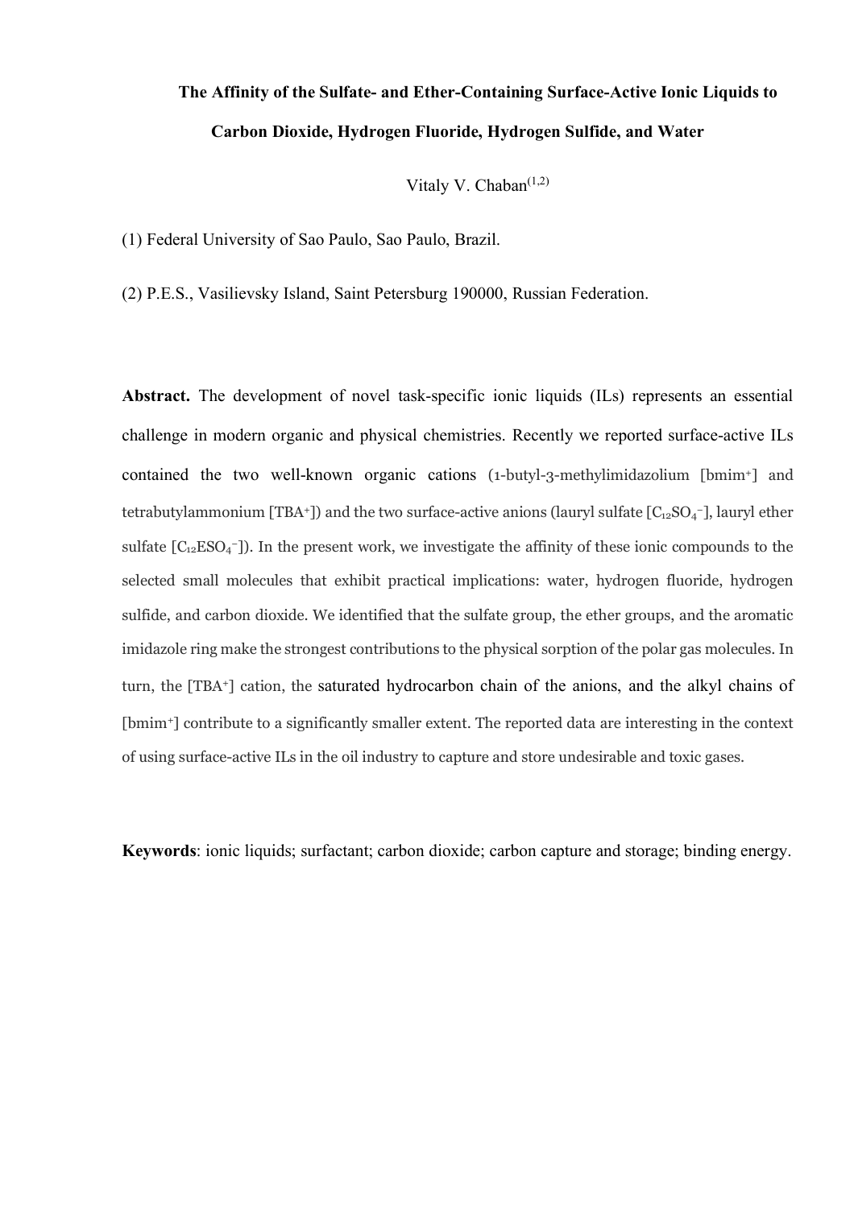# The Affinity of the Sulfate- and Ether-Containing Surface-Active Ionic Liquids to Carbon Dioxide, Hydrogen Fluoride, Hydrogen Sulfide, and Water

Vitaly V. Chaban[(1,2)]

(1) Federal University of Sao Paulo, Sao Paulo, Brazil.

(2) P.E.S., Vasilievsky Island, Saint Petersburg 190000, Russian Federation.

**Abstract.** The development of novel task-specific ionic liquids (ILs) represents an essential challenge in modern organic and physical chemistries. Recently we reported surface-active ILs contained the two well-known organic cations (1-butyl-3-methylimidazolium [bmim$^+$] and tetrabutylammonium [TBA$^+$]) and the two surface-active anions (lauryl sulfate [$C_{12}SO_4^-$], lauryl ether sulfate [$C_{12}ESO_4^-$]). In the present work, we investigate the affinity of these ionic compounds to the selected small molecules that exhibit practical implications: water, hydrogen fluoride, hydrogen sulfide, and carbon dioxide. We identified that the sulfate group, the ether groups, and the aromatic imidazole ring make the strongest contributions to the physical sorption of the polar gas molecules. In turn, the [TBA$^+$] cation, the saturated hydrocarbon chain of the anions, and the alkyl chains of [bmim$^+$] contribute to a significantly smaller extent. The reported data are interesting in the context of using surface-active ILs in the oil industry to capture and store undesirable and toxic gases.

**Keywords**: ionic liquids; surfactant; carbon dioxide; carbon capture and storage; binding energy.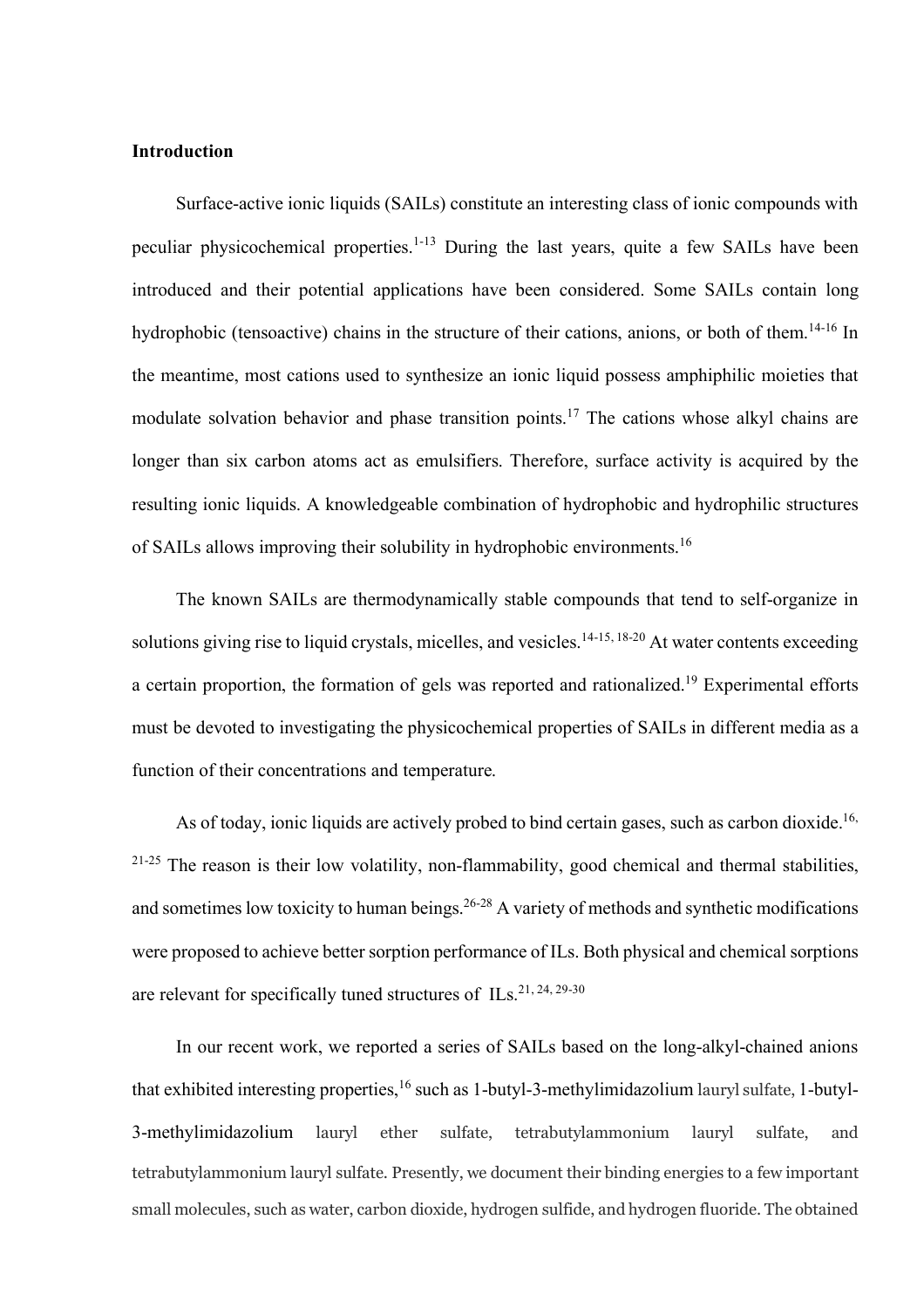## Introduction

Surface-active ionic liquids (SAILs) constitute an interesting class of ionic compounds with peculiar physicochemical properties.[1-13] During the last years, quite a few SAILs have been introduced and their potential applications have been considered. Some SAILs contain long hydrophobic (tensoactive) chains in the structure of their cations, anions, or both of them.[14-16] In the meantime, most cations used to synthesize an ionic liquid possess amphiphilic moieties that modulate solvation behavior and phase transition points.[17] The cations whose alkyl chains are longer than six carbon atoms act as emulsifiers. Therefore, surface activity is acquired by the resulting ionic liquids. A knowledgeable combination of hydrophobic and hydrophilic structures of SAILs allows improving their solubility in hydrophobic environments.[16]

The known SAILs are thermodynamically stable compounds that tend to self-organize in solutions giving rise to liquid crystals, micelles, and vesicles.[14-15, 18-20] At water contents exceeding a certain proportion, the formation of gels was reported and rationalized.[19] Experimental efforts must be devoted to investigating the physicochemical properties of SAILs in different media as a function of their concentrations and temperature.

As of today, ionic liquids are actively probed to bind certain gases, such as carbon dioxide.[16, 21-25] The reason is their low volatility, non-flammability, good chemical and thermal stabilities, and sometimes low toxicity to human beings.[26-28] A variety of methods and synthetic modifications were proposed to achieve better sorption performance of ILs. Both physical and chemical sorptions are relevant for specifically tuned structures of ILs.[21, 24, 29-30]

In our recent work, we reported a series of SAILs based on the long-alkyl-chained anions that exhibited interesting properties,[16] such as 1-butyl-3-methylimidazolium lauryl sulfate, 1-butyl-3-methylimidazolium lauryl ether sulfate, tetrabutylammonium lauryl sulfate, and tetrabutylammonium lauryl sulfate. Presently, we document their binding energies to a few important small molecules, such as water, carbon dioxide, hydrogen sulfide, and hydrogen fluoride. The obtained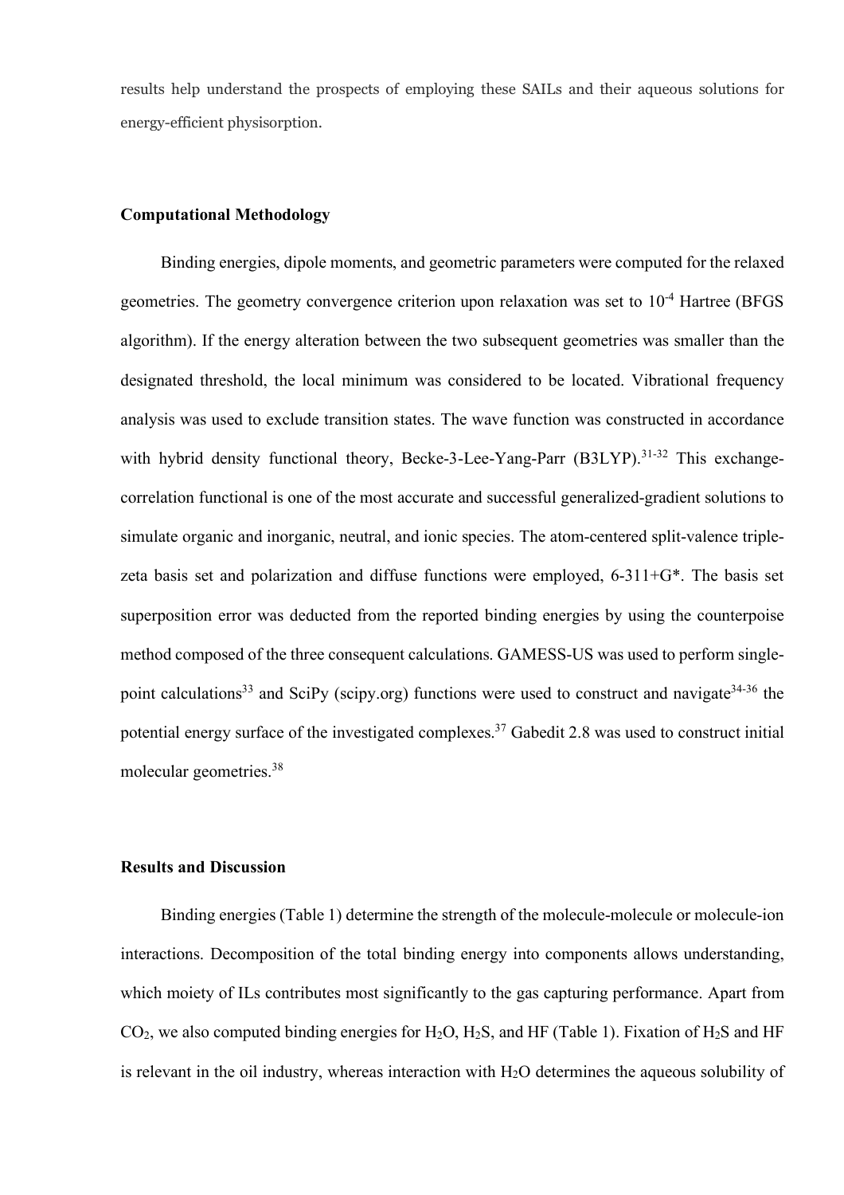results help understand the prospects of employing these SAILs and their aqueous solutions for energy-efficient physisorption.

## Computational Methodology

Binding energies, dipole moments, and geometric parameters were computed for the relaxed geometries. The geometry convergence criterion upon relaxation was set to $10^{-4}$ Hartree (BFGS algorithm). If the energy alteration between the two subsequent geometries was smaller than the designated threshold, the local minimum was considered to be located. Vibrational frequency analysis was used to exclude transition states. The wave function was constructed in accordance with hybrid density functional theory, Becke-3-Lee-Yang-Parr (B3LYP).[31-32] This exchange-correlation functional is one of the most accurate and successful generalized-gradient solutions to simulate organic and inorganic, neutral, and ionic species. The atom-centered split-valence triple-zeta basis set and polarization and diffuse functions were employed, 6-311+G*. The basis set superposition error was deducted from the reported binding energies by using the counterpoise method composed of the three consequent calculations. GAMESS-US was used to perform single-point calculations[33] and SciPy (scipy.org) functions were used to construct and navigate[34-36] the potential energy surface of the investigated complexes.[37] Gabedit 2.8 was used to construct initial molecular geometries.[38]

## Results and Discussion

Binding energies (Table 1) determine the strength of the molecule-molecule or molecule-ion interactions. Decomposition of the total binding energy into components allows understanding, which moiety of ILs contributes most significantly to the gas capturing performance. Apart from $CO_2$, we also computed binding energies for $H_2O$, $H_2S$, and HF (Table 1). Fixation of $H_2S$ and HF is relevant in the oil industry, whereas interaction with $H_2O$ determines the aqueous solubility of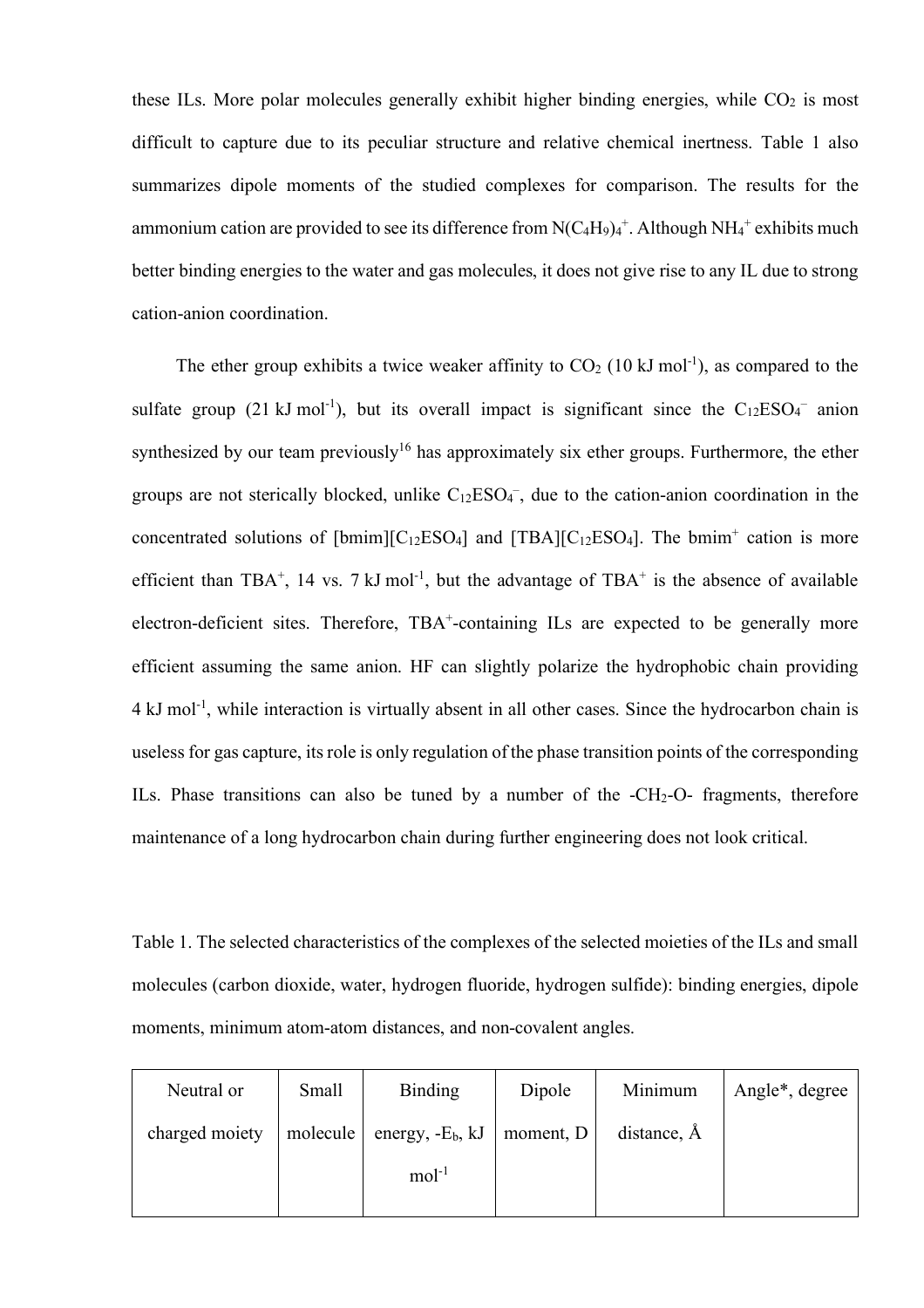these ILs. More polar molecules generally exhibit higher binding energies, while $CO_2$ is most difficult to capture due to its peculiar structure and relative chemical inertness. Table 1 also summarizes dipole moments of the studied complexes for comparison. The results for the ammonium cation are provided to see its difference from $N(C_4H_9)_4^+$. Although $NH_4^+$ exhibits much better binding energies to the water and gas molecules, it does not give rise to any IL due to strong cation-anion coordination.

The ether group exhibits a twice weaker affinity to $CO_2$ (10 kJ mol$^{-1}$), as compared to the sulfate group (21 kJ mol$^{-1}$), but its overall impact is significant since the $C_{12}ESO_4^-$ anion synthesized by our team previously[16] has approximately six ether groups. Furthermore, the ether groups are not sterically blocked, unlike $C_{12}ESO_4^-$, due to the cation-anion coordination in the concentrated solutions of [bmim][$C_{12}ESO_4$] and [TBA][$C_{12}ESO_4$]. The bmim$^+$ cation is more efficient than TBA$^+$, 14 vs. 7 kJ mol$^{-1}$, but the advantage of TBA$^+$ is the absence of available electron-deficient sites. Therefore, TBA$^+$-containing ILs are expected to be generally more efficient assuming the same anion. HF can slightly polarize the hydrophobic chain providing 4 kJ mol$^{-1}$, while interaction is virtually absent in all other cases. Since the hydrocarbon chain is useless for gas capture, its role is only regulation of the phase transition points of the corresponding ILs. Phase transitions can also be tuned by a number of the -$CH_2$-O- fragments, therefore maintenance of a long hydrocarbon chain during further engineering does not look critical.

Table 1. The selected characteristics of the complexes of the selected moieties of the ILs and small molecules (carbon dioxide, water, hydrogen fluoride, hydrogen sulfide): binding energies, dipole moments, minimum atom-atom distances, and non-covalent angles.

| Neutral or charged moiety | Small molecule | Binding energy, $-E_b$, kJ mol$^{-1}$ | Dipole moment, D | Minimum distance, Å | Angle*, degree |
|---|---|---|---|---|---|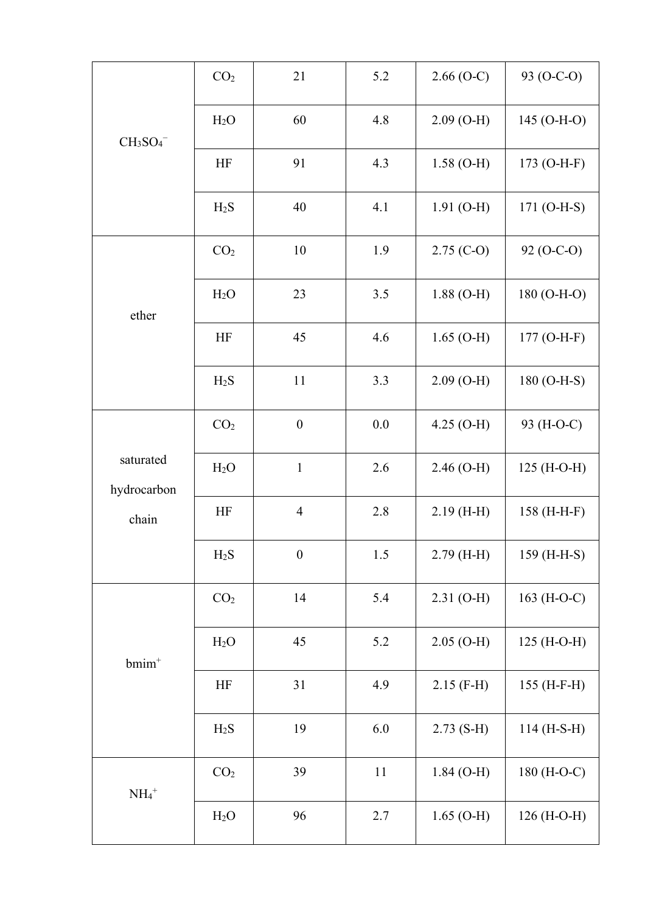| $CH_3SO_4^-$ | $CO_2$ | 21 | 5.2 | 2.66 (O-C) | 93 (O-C-O) |
|---|---|---|---|---|---|
| | $H_2O$ | 60 | 4.8 | 2.09 (O-H) | 145 (O-H-O) |
| | HF | 91 | 4.3 | 1.58 (O-H) | 173 (O-H-F) |
| | $H_2S$ | 40 | 4.1 | 1.91 (O-H) | 171 (O-H-S) |
| ether | $CO_2$ | 10 | 1.9 | 2.75 (C-O) | 92 (O-C-O) |
| | $H_2O$ | 23 | 3.5 | 1.88 (O-H) | 180 (O-H-O) |
| | HF | 45 | 4.6 | 1.65 (O-H) | 177 (O-H-F) |
| | $H_2S$ | 11 | 3.3 | 2.09 (O-H) | 180 (O-H-S) |
| saturated hydrocarbon chain | $CO_2$ | 0 | 0.0 | 4.25 (O-H) | 93 (H-O-C) |
| | $H_2O$ | 1 | 2.6 | 2.46 (O-H) | 125 (H-O-H) |
| | HF | 4 | 2.8 | 2.19 (H-H) | 158 (H-H-F) |
| | $H_2S$ | 0 | 1.5 | 2.79 (H-H) | 159 (H-H-S) |
| $bmim^+$ | $CO_2$ | 14 | 5.4 | 2.31 (O-H) | 163 (H-O-C) |
| | $H_2O$ | 45 | 5.2 | 2.05 (O-H) | 125 (H-O-H) |
| | HF | 31 | 4.9 | 2.15 (F-H) | 155 (H-F-H) |
| | $H_2S$ | 19 | 6.0 | 2.73 (S-H) | 114 (H-S-H) |
| $NH_4^+$ | $CO_2$ | 39 | 11 | 1.84 (O-H) | 180 (H-O-C) |
| | $H_2O$ | 96 | 2.7 | 1.65 (O-H) | 126 (H-O-H) |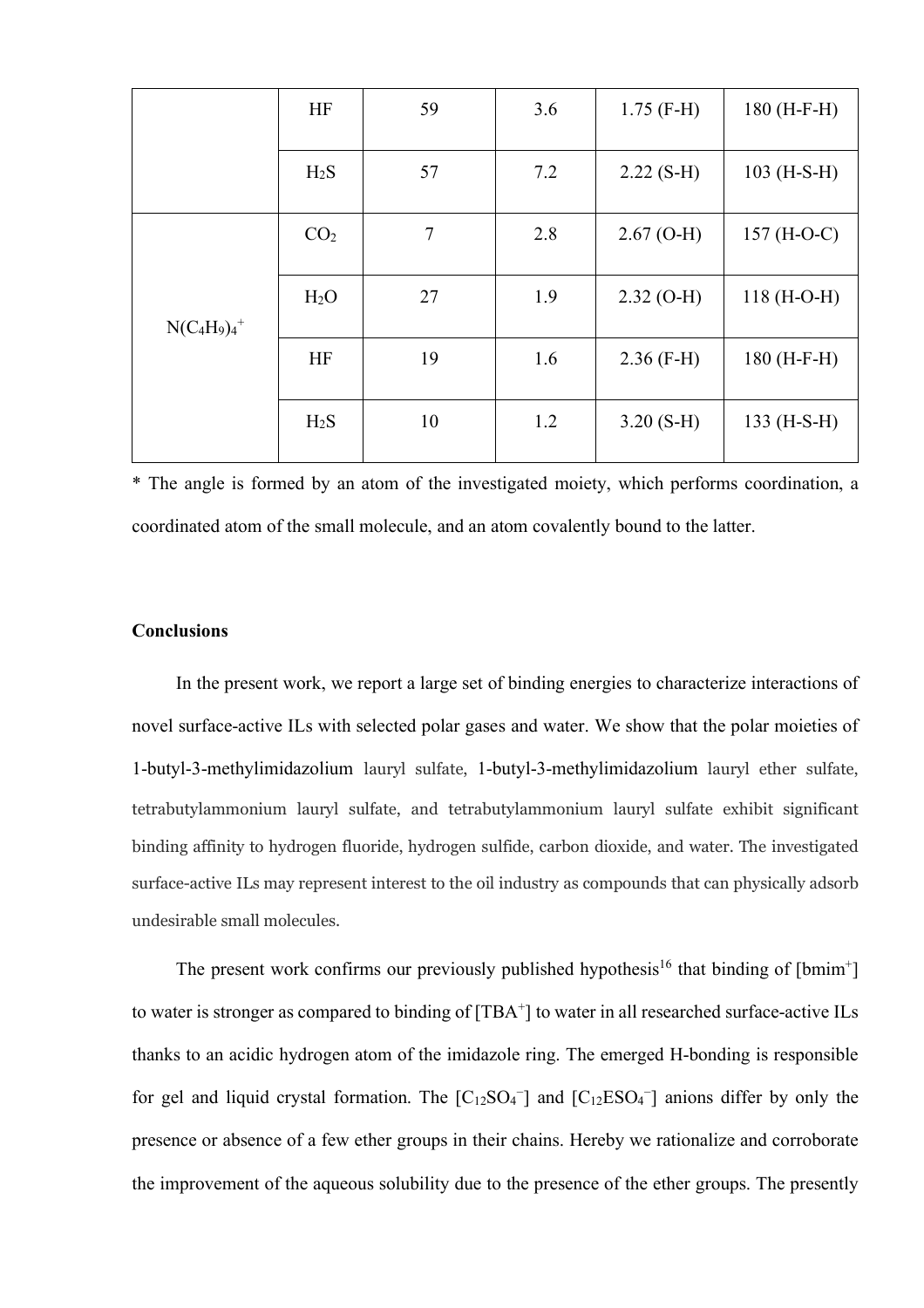| | | | | | |
|---|---|---|---|---|---|
| | HF | 59 | 3.6 | 1.75 (F-H) | 180 (H-F-H) |
| | $H_2S$ | 57 | 7.2 | 2.22 (S-H) | 103 (H-S-H) |
| $N(C_4H_9)_4^+$ | $CO_2$ | 7 | 2.8 | 2.67 (O-H) | 157 (H-O-C) |
| | $H_2O$ | 27 | 1.9 | 2.32 (O-H) | 118 (H-O-H) |
| | HF | 19 | 1.6 | 2.36 (F-H) | 180 (H-F-H) |
| | $H_2S$ | 10 | 1.2 | 3.20 (S-H) | 133 (H-S-H) |

* The angle is formed by an atom of the investigated moiety, which performs coordination, a coordinated atom of the small molecule, and an atom covalently bound to the latter.

**Conclusions**

In the present work, we report a large set of binding energies to characterize interactions of novel surface-active ILs with selected polar gases and water. We show that the polar moieties of 1-butyl-3-methylimidazolium lauryl sulfate, 1-butyl-3-methylimidazolium lauryl ether sulfate, tetrabutylammonium lauryl sulfate, and tetrabutylammonium lauryl sulfate exhibit significant binding affinity to hydrogen fluoride, hydrogen sulfide, carbon dioxide, and water. The investigated surface-active ILs may represent interest to the oil industry as compounds that can physically adsorb undesirable small molecules.

The present work confirms our previously published hypothesis[16] that binding of [$bmim^+$] to water is stronger as compared to binding of [$TBA^+$] to water in all researched surface-active ILs thanks to an acidic hydrogen atom of the imidazole ring. The emerged H-bonding is responsible for gel and liquid crystal formation. The [$C_{12}SO_4^-$] and [$C_{12}ESO_4^-$] anions differ by only the presence or absence of a few ether groups in their chains. Hereby we rationalize and corroborate the improvement of the aqueous solubility due to the presence of the ether groups. The presently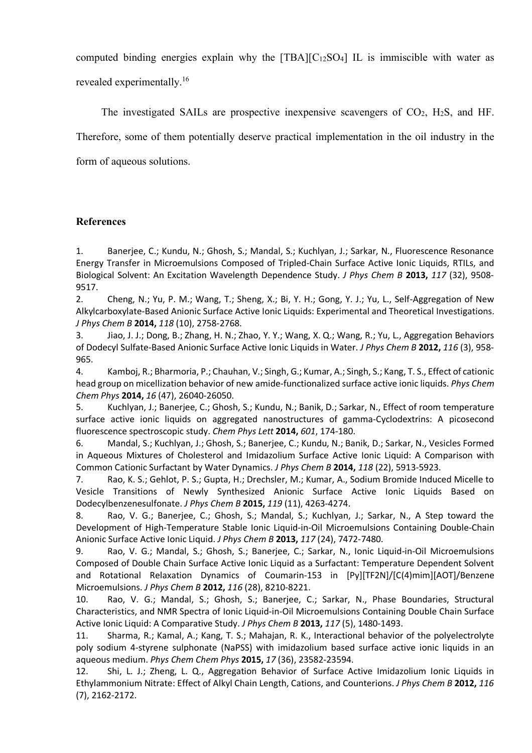computed binding energies explain why the $[TBA][C_{12}SO_4]$ IL is immiscible with water as revealed experimentally.[16]

The investigated SAILs are prospective inexpensive scavengers of $CO_2$, $H_2S$, and HF. Therefore, some of them potentially deserve practical implementation in the oil industry in the form of aqueous solutions.

## References

1. Banerjee, C.; Kundu, N.; Ghosh, S.; Mandal, S.; Kuchlyan, J.; Sarkar, N., Fluorescence Resonance Energy Transfer in Microemulsions Composed of Tripled-Chain Surface Active Ionic Liquids, RTILs, and Biological Solvent: An Excitation Wavelength Dependence Study. *J Phys Chem B* **2013,** *117* (32), 9508-9517.
2. Cheng, N.; Yu, P. M.; Wang, T.; Sheng, X.; Bi, Y. H.; Gong, Y. J.; Yu, L., Self-Aggregation of New Alkylcarboxylate-Based Anionic Surface Active Ionic Liquids: Experimental and Theoretical Investigations. *J Phys Chem B* **2014,** *118* (10), 2758-2768.
3. Jiao, J. J.; Dong, B.; Zhang, H. N.; Zhao, Y. Y.; Wang, X. Q.; Wang, R.; Yu, L., Aggregation Behaviors of Dodecyl Sulfate-Based Anionic Surface Active Ionic Liquids in Water. *J Phys Chem B* **2012,** *116* (3), 958-965.
4. Kamboj, R.; Bharmoria, P.; Chauhan, V.; Singh, G.; Kumar, A.; Singh, S.; Kang, T. S., Effect of cationic head group on micellization behavior of new amide-functionalized surface active ionic liquids. *Phys Chem Chem Phys* **2014,** *16* (47), 26040-26050.
5. Kuchlyan, J.; Banerjee, C.; Ghosh, S.; Kundu, N.; Banik, D.; Sarkar, N., Effect of room temperature surface active ionic liquids on aggregated nanostructures of gamma-Cyclodextrins: A picosecond fluorescence spectroscopic study. *Chem Phys Lett* **2014,** *601*, 174-180.
6. Mandal, S.; Kuchlyan, J.; Ghosh, S.; Banerjee, C.; Kundu, N.; Banik, D.; Sarkar, N., Vesicles Formed in Aqueous Mixtures of Cholesterol and Imidazolium Surface Active Ionic Liquid: A Comparison with Common Cationic Surfactant by Water Dynamics. *J Phys Chem B* **2014,** *118* (22), 5913-5923.
7. Rao, K. S.; Gehlot, P. S.; Gupta, H.; Drechsler, M.; Kumar, A., Sodium Bromide Induced Micelle to Vesicle Transitions of Newly Synthesized Anionic Surface Active Ionic Liquids Based on Dodecylbenzenesulfonate. *J Phys Chem B* **2015,** *119* (11), 4263-4274.
8. Rao, V. G.; Banerjee, C.; Ghosh, S.; Mandal, S.; Kuchlyan, J.; Sarkar, N., A Step toward the Development of High-Temperature Stable Ionic Liquid-in-Oil Microemulsions Containing Double-Chain Anionic Surface Active Ionic Liquid. *J Phys Chem B* **2013,** *117* (24), 7472-7480.
9. Rao, V. G.; Mandal, S.; Ghosh, S.; Banerjee, C.; Sarkar, N., Ionic Liquid-in-Oil Microemulsions Composed of Double Chain Surface Active Ionic Liquid as a Surfactant: Temperature Dependent Solvent and Rotational Relaxation Dynamics of Coumarin-153 in [Py][TF2N]/[C(4)mim][AOT]/Benzene Microemulsions. *J Phys Chem B* **2012,** *116* (28), 8210-8221.
10. Rao, V. G.; Mandal, S.; Ghosh, S.; Banerjee, C.; Sarkar, N., Phase Boundaries, Structural Characteristics, and NMR Spectra of Ionic Liquid-in-Oil Microemulsions Containing Double Chain Surface Active Ionic Liquid: A Comparative Study. *J Phys Chem B* **2013,** *117* (5), 1480-1493.
11. Sharma, R.; Kamal, A.; Kang, T. S.; Mahajan, R. K., Interactional behavior of the polyelectrolyte poly sodium 4-styrene sulphonate (NaPSS) with imidazolium based surface active ionic liquids in an aqueous medium. *Phys Chem Chem Phys* **2015,** *17* (36), 23582-23594.
12. Shi, L. J.; Zheng, L. Q., Aggregation Behavior of Surface Active Imidazolium Ionic Liquids in Ethylammonium Nitrate: Effect of Alkyl Chain Length, Cations, and Counterions. *J Phys Chem B* **2012,** *116* (7), 2162-2172.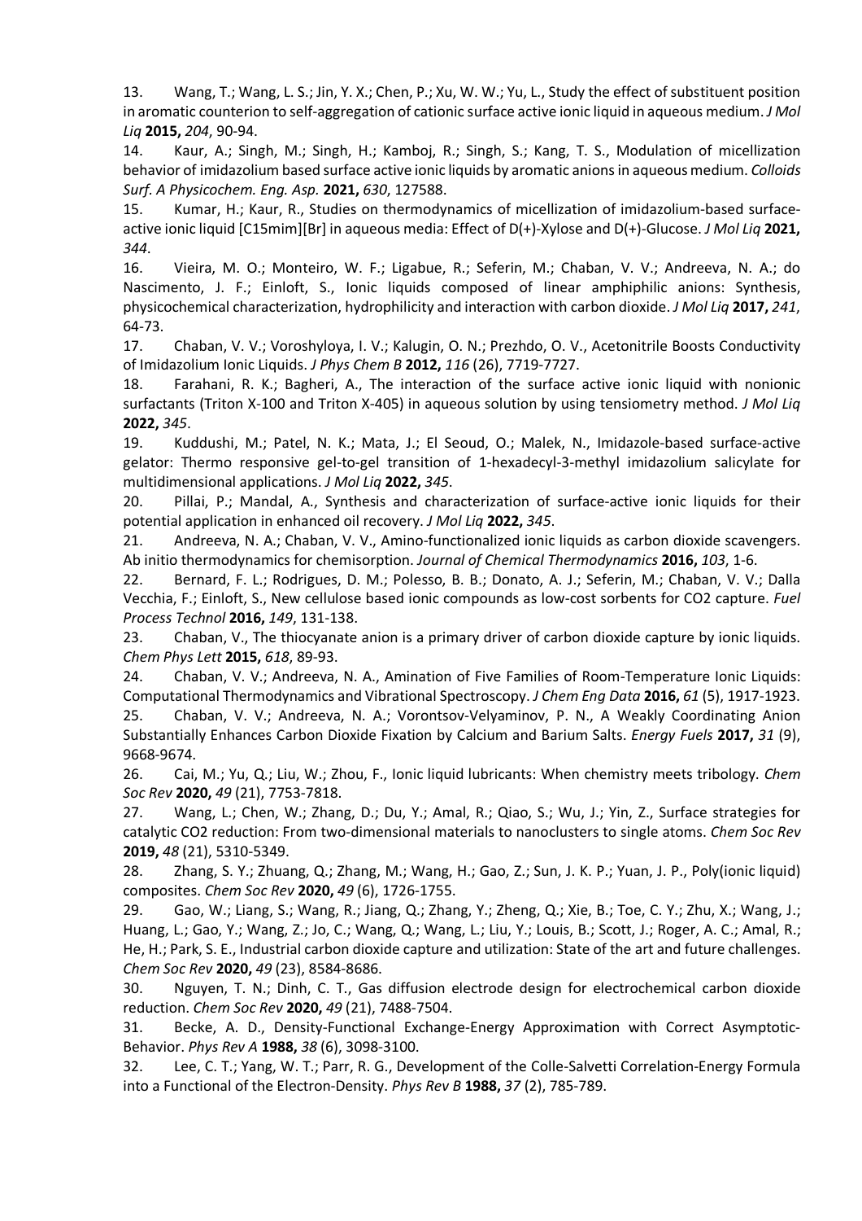13. Wang, T.; Wang, L. S.; Jin, Y. X.; Chen, P.; Xu, W. W.; Yu, L., Study the effect of substituent position in aromatic counterion to self-aggregation of cationic surface active ionic liquid in aqueous medium. *J Mol Liq* **2015,** *204*, 90-94.

14. Kaur, A.; Singh, M.; Singh, H.; Kamboj, R.; Singh, S.; Kang, T. S., Modulation of micellization behavior of imidazolium based surface active ionic liquids by aromatic anions in aqueous medium. *Colloids Surf. A Physicochem. Eng. Asp.* **2021,** *630*, 127588.

15. Kumar, H.; Kaur, R., Studies on thermodynamics of micellization of imidazolium-based surface-active ionic liquid [C15mim][Br] in aqueous media: Effect of D(+)-Xylose and D(+)-Glucose. *J Mol Liq* **2021,** *344*.

16. Vieira, M. O.; Monteiro, W. F.; Ligabue, R.; Seferin, M.; Chaban, V. V.; Andreeva, N. A.; do Nascimento, J. F.; Einloft, S., Ionic liquids composed of linear amphiphilic anions: Synthesis, physicochemical characterization, hydrophilicity and interaction with carbon dioxide. *J Mol Liq* **2017,** *241*, 64-73.

17. Chaban, V. V.; Voroshyloya, I. V.; Kalugin, O. N.; Prezhdo, O. V., Acetonitrile Boosts Conductivity of Imidazolium Ionic Liquids. *J Phys Chem B* **2012,** *116* (26), 7719-7727.

18. Farahani, R. K.; Bagheri, A., The interaction of the surface active ionic liquid with nonionic surfactants (Triton X-100 and Triton X-405) in aqueous solution by using tensiometry method. *J Mol Liq* **2022,** *345*.

19. Kuddushi, M.; Patel, N. K.; Mata, J.; El Seoud, O.; Malek, N., Imidazole-based surface-active gelator: Thermo responsive gel-to-gel transition of 1-hexadecyl-3-methyl imidazolium salicylate for multidimensional applications. *J Mol Liq* **2022,** *345*.

20. Pillai, P.; Mandal, A., Synthesis and characterization of surface-active ionic liquids for their potential application in enhanced oil recovery. *J Mol Liq* **2022,** *345*.

21. Andreeva, N. A.; Chaban, V. V., Amino-functionalized ionic liquids as carbon dioxide scavengers. Ab initio thermodynamics for chemisorption. *Journal of Chemical Thermodynamics* **2016,** *103*, 1-6.

22. Bernard, F. L.; Rodrigues, D. M.; Polesso, B. B.; Donato, A. J.; Seferin, M.; Chaban, V. V.; Dalla Vecchia, F.; Einloft, S., New cellulose based ionic compounds as low-cost sorbents for CO2 capture. *Fuel Process Technol* **2016,** *149*, 131-138.

23. Chaban, V., The thiocyanate anion is a primary driver of carbon dioxide capture by ionic liquids. *Chem Phys Lett* **2015,** *618*, 89-93.

24. Chaban, V. V.; Andreeva, N. A., Amination of Five Families of Room-Temperature Ionic Liquids: Computational Thermodynamics and Vibrational Spectroscopy. *J Chem Eng Data* **2016,** *61* (5), 1917-1923.

25. Chaban, V. V.; Andreeva, N. A.; Vorontsov-Velyaminov, P. N., A Weakly Coordinating Anion Substantially Enhances Carbon Dioxide Fixation by Calcium and Barium Salts. *Energy Fuels* **2017,** *31* (9), 9668-9674.

26. Cai, M.; Yu, Q.; Liu, W.; Zhou, F., Ionic liquid lubricants: When chemistry meets tribology. *Chem Soc Rev* **2020,** *49* (21), 7753-7818.

27. Wang, L.; Chen, W.; Zhang, D.; Du, Y.; Amal, R.; Qiao, S.; Wu, J.; Yin, Z., Surface strategies for catalytic CO2 reduction: From two-dimensional materials to nanoclusters to single atoms. *Chem Soc Rev* **2019,** *48* (21), 5310-5349.

28. Zhang, S. Y.; Zhuang, Q.; Zhang, M.; Wang, H.; Gao, Z.; Sun, J. K. P.; Yuan, J. P., Poly(ionic liquid) composites. *Chem Soc Rev* **2020,** *49* (6), 1726-1755.

29. Gao, W.; Liang, S.; Wang, R.; Jiang, Q.; Zhang, Y.; Zheng, Q.; Xie, B.; Toe, C. Y.; Zhu, X.; Wang, J.; Huang, L.; Gao, Y.; Wang, Z.; Jo, C.; Wang, Q.; Wang, L.; Liu, Y.; Louis, B.; Scott, J.; Roger, A. C.; Amal, R.; He, H.; Park, S. E., Industrial carbon dioxide capture and utilization: State of the art and future challenges. *Chem Soc Rev* **2020,** *49* (23), 8584-8686.

30. Nguyen, T. N.; Dinh, C. T., Gas diffusion electrode design for electrochemical carbon dioxide reduction. *Chem Soc Rev* **2020,** *49* (21), 7488-7504.

31. Becke, A. D., Density-Functional Exchange-Energy Approximation with Correct Asymptotic-Behavior. *Phys Rev A* **1988,** *38* (6), 3098-3100.

32. Lee, C. T.; Yang, W. T.; Parr, R. G., Development of the Colle-Salvetti Correlation-Energy Formula into a Functional of the Electron-Density. *Phys Rev B* **1988,** *37* (2), 785-789.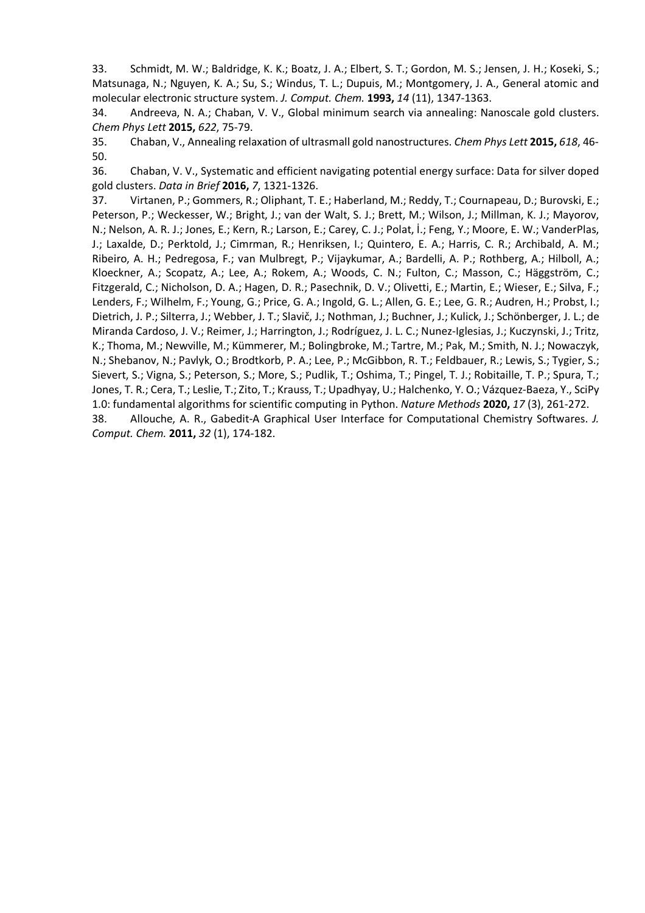33. Schmidt, M. W.; Baldridge, K. K.; Boatz, J. A.; Elbert, S. T.; Gordon, M. S.; Jensen, J. H.; Koseki, S.; Matsunaga, N.; Nguyen, K. A.; Su, S.; Windus, T. L.; Dupuis, M.; Montgomery, J. A., General atomic and molecular electronic structure system. *J. Comput. Chem.* **1993,** *14* (11), 1347-1363.

34. Andreeva, N. A.; Chaban, V. V., Global minimum search via annealing: Nanoscale gold clusters. *Chem Phys Lett* **2015,** *622*, 75-79.

35. Chaban, V., Annealing relaxation of ultrasmall gold nanostructures. *Chem Phys Lett* **2015,** *618*, 46-50.

36. Chaban, V. V., Systematic and efficient navigating potential energy surface: Data for silver doped gold clusters. *Data in Brief* **2016,** *7*, 1321-1326.

37. Virtanen, P.; Gommers, R.; Oliphant, T. E.; Haberland, M.; Reddy, T.; Cournapeau, D.; Burovski, E.; Peterson, P.; Weckesser, W.; Bright, J.; van der Walt, S. J.; Brett, M.; Wilson, J.; Millman, K. J.; Mayorov, N.; Nelson, A. R. J.; Jones, E.; Kern, R.; Larson, E.; Carey, C. J.; Polat, İ.; Feng, Y.; Moore, E. W.; VanderPlas, J.; Laxalde, D.; Perktold, J.; Cimrman, R.; Henriksen, I.; Quintero, E. A.; Harris, C. R.; Archibald, A. M.; Ribeiro, A. H.; Pedregosa, F.; van Mulbregt, P.; Vijaykumar, A.; Bardelli, A. P.; Rothberg, A.; Hilboll, A.; Kloeckner, A.; Scopatz, A.; Lee, A.; Rokem, A.; Woods, C. N.; Fulton, C.; Masson, C.; Häggström, C.; Fitzgerald, C.; Nicholson, D. A.; Hagen, D. R.; Pasechnik, D. V.; Olivetti, E.; Martin, E.; Wieser, E.; Silva, F.; Lenders, F.; Wilhelm, F.; Young, G.; Price, G. A.; Ingold, G. L.; Allen, G. E.; Lee, G. R.; Audren, H.; Probst, I.; Dietrich, J. P.; Silterra, J.; Webber, J. T.; Slavič, J.; Nothman, J.; Buchner, J.; Kulick, J.; Schönberger, J. L.; de Miranda Cardoso, J. V.; Reimer, J.; Harrington, J.; Rodríguez, J. L. C.; Nunez-Iglesias, J.; Kuczynski, J.; Tritz, K.; Thoma, M.; Newville, M.; Kümmerer, M.; Bolingbroke, M.; Tartre, M.; Pak, M.; Smith, N. J.; Nowaczyk, N.; Shebanov, N.; Pavlyk, O.; Brodtkorb, P. A.; Lee, P.; McGibbon, R. T.; Feldbauer, R.; Lewis, S.; Tygier, S.; Sievert, S.; Vigna, S.; Peterson, S.; More, S.; Pudlik, T.; Oshima, T.; Pingel, T. J.; Robitaille, T. P.; Spura, T.; Jones, T. R.; Cera, T.; Leslie, T.; Zito, T.; Krauss, T.; Upadhyay, U.; Halchenko, Y. O.; Vázquez-Baeza, Y., SciPy 1.0: fundamental algorithms for scientific computing in Python. *Nature Methods* **2020,** *17* (3), 261-272.

38. Allouche, A. R., Gabedit-A Graphical User Interface for Computational Chemistry Softwares. *J. Comput. Chem.* **2011,** *32* (1), 174-182.